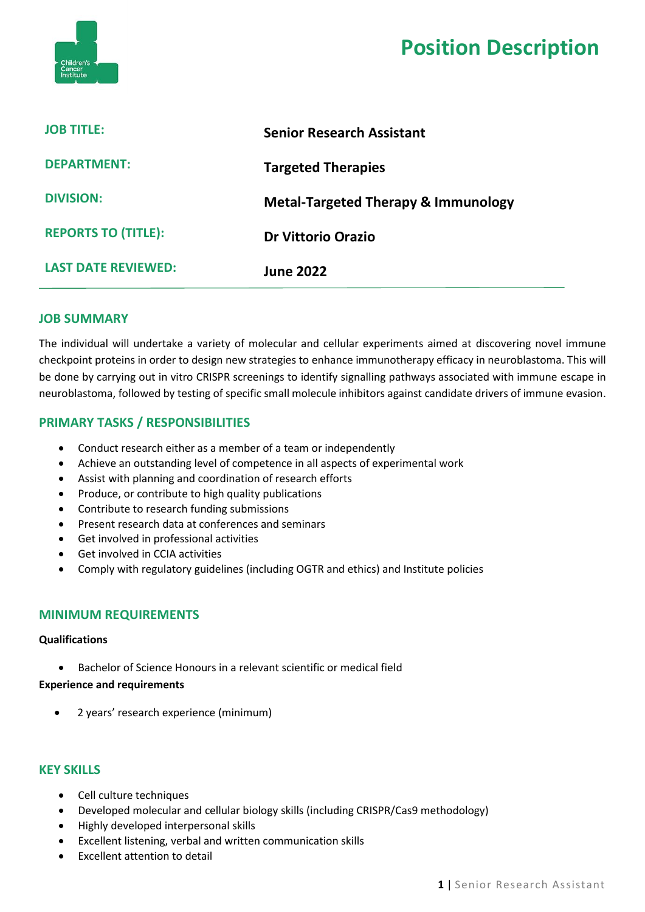# Position Description

| | |
|---|---|
| **JOB TITLE:** | **Senior Research Assistant** |
| **DEPARTMENT:** | **Targeted Therapies** |
| **DIVISION:** | **Metal-Targeted Therapy & Immunology** |
| **REPORTS TO (TITLE):** | **Dr Vittorio Orazio** |
| **LAST DATE REVIEWED:** | **June 2022** |

## JOB SUMMARY

The individual will undertake a variety of molecular and cellular experiments aimed at discovering novel immune checkpoint proteins in order to design new strategies to enhance immunotherapy efficacy in neuroblastoma. This will be done by carrying out in vitro CRISPR screenings to identify signalling pathways associated with immune escape in neuroblastoma, followed by testing of specific small molecule inhibitors against candidate drivers of immune evasion.

## PRIMARY TASKS / RESPONSIBILITIES

- Conduct research either as a member of a team or independently
- Achieve an outstanding level of competence in all aspects of experimental work
- Assist with planning and coordination of research efforts
- Produce, or contribute to high quality publications
- Contribute to research funding submissions
- Present research data at conferences and seminars
- Get involved in professional activities
- Get involved in CCIA activities
- Comply with regulatory guidelines (including OGTR and ethics) and Institute policies

## MINIMUM REQUIREMENTS

**Qualifications**

- Bachelor of Science Honours in a relevant scientific or medical field

**Experience and requirements**

- 2 years' research experience (minimum)

## KEY SKILLS

- Cell culture techniques
- Developed molecular and cellular biology skills (including CRISPR/Cas9 methodology)
- Highly developed interpersonal skills
- Excellent listening, verbal and written communication skills
- Excellent attention to detail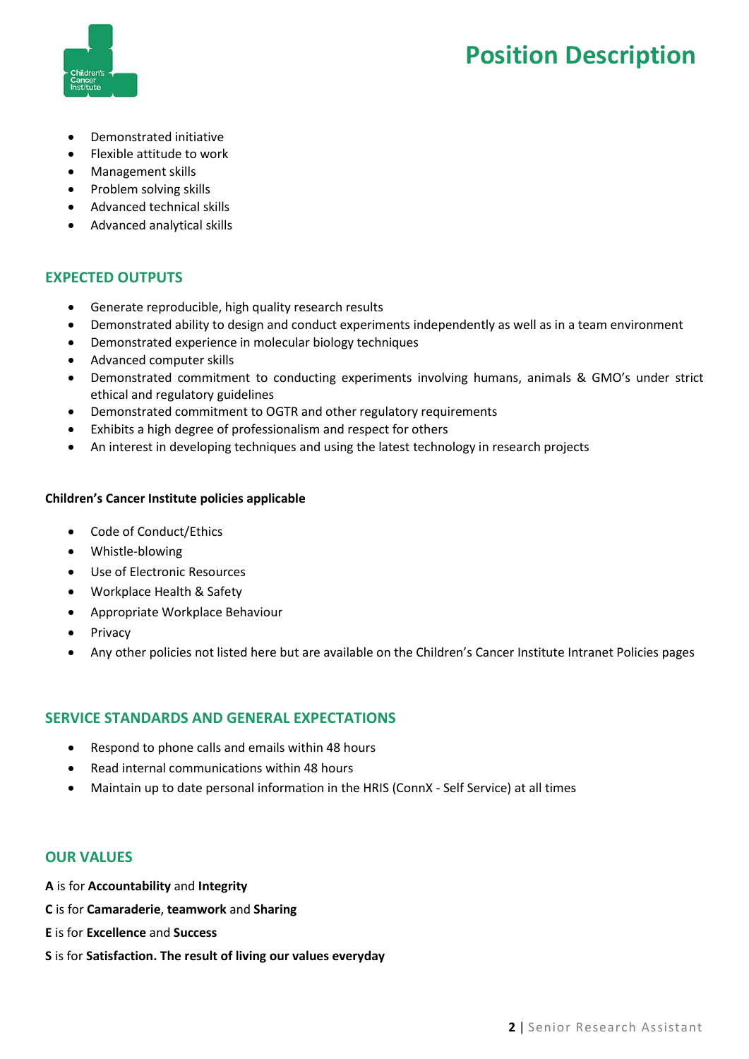- Demonstrated initiative
- Flexible attitude to work
- Management skills
- Problem solving skills
- Advanced technical skills
- Advanced analytical skills

## EXPECTED OUTPUTS

- Generate reproducible, high quality research results
- Demonstrated ability to design and conduct experiments independently as well as in a team environment
- Demonstrated experience in molecular biology techniques
- Advanced computer skills
- Demonstrated commitment to conducting experiments involving humans, animals & GMO's under strict ethical and regulatory guidelines
- Demonstrated commitment to OGTR and other regulatory requirements
- Exhibits a high degree of professionalism and respect for others
- An interest in developing techniques and using the latest technology in research projects

**Children's Cancer Institute policies applicable**

- Code of Conduct/Ethics
- Whistle-blowing
- Use of Electronic Resources
- Workplace Health & Safety
- Appropriate Workplace Behaviour
- Privacy
- Any other policies not listed here but are available on the Children's Cancer Institute Intranet Policies pages

## SERVICE STANDARDS AND GENERAL EXPECTATIONS

- Respond to phone calls and emails within 48 hours
- Read internal communications within 48 hours
- Maintain up to date personal information in the HRIS (ConnX - Self Service) at all times

## OUR VALUES

**A** is for **Accountability** and **Integrity**

**C** is for **Camaraderie**, **teamwork** and **Sharing**

**E** is for **Excellence** and **Success**

**S** is for **Satisfaction. The result of living our values everyday**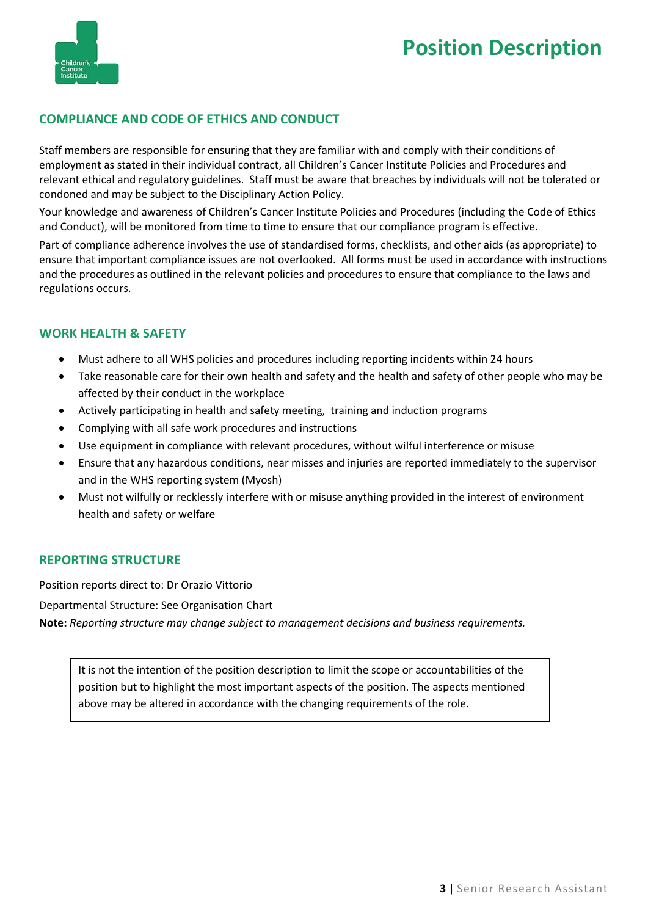## COMPLIANCE AND CODE OF ETHICS AND CONDUCT

Staff members are responsible for ensuring that they are familiar with and comply with their conditions of employment as stated in their individual contract, all Children's Cancer Institute Policies and Procedures and relevant ethical and regulatory guidelines. Staff must be aware that breaches by individuals will not be tolerated or condoned and may be subject to the Disciplinary Action Policy.

Your knowledge and awareness of Children's Cancer Institute Policies and Procedures (including the Code of Ethics and Conduct), will be monitored from time to time to ensure that our compliance program is effective.

Part of compliance adherence involves the use of standardised forms, checklists, and other aids (as appropriate) to ensure that important compliance issues are not overlooked. All forms must be used in accordance with instructions and the procedures as outlined in the relevant policies and procedures to ensure that compliance to the laws and regulations occurs.

## WORK HEALTH & SAFETY

- Must adhere to all WHS policies and procedures including reporting incidents within 24 hours
- Take reasonable care for their own health and safety and the health and safety of other people who may be affected by their conduct in the workplace
- Actively participating in health and safety meeting, training and induction programs
- Complying with all safe work procedures and instructions
- Use equipment in compliance with relevant procedures, without wilful interference or misuse
- Ensure that any hazardous conditions, near misses and injuries are reported immediately to the supervisor and in the WHS reporting system (Myosh)
- Must not wilfully or recklessly interfere with or misuse anything provided in the interest of environment health and safety or welfare

## REPORTING STRUCTURE

Position reports direct to: Dr Orazio Vittorio

Departmental Structure: See Organisation Chart

**Note:** *Reporting structure may change subject to management decisions and business requirements.*

It is not the intention of the position description to limit the scope or accountabilities of the position but to highlight the most important aspects of the position. The aspects mentioned above may be altered in accordance with the changing requirements of the role.